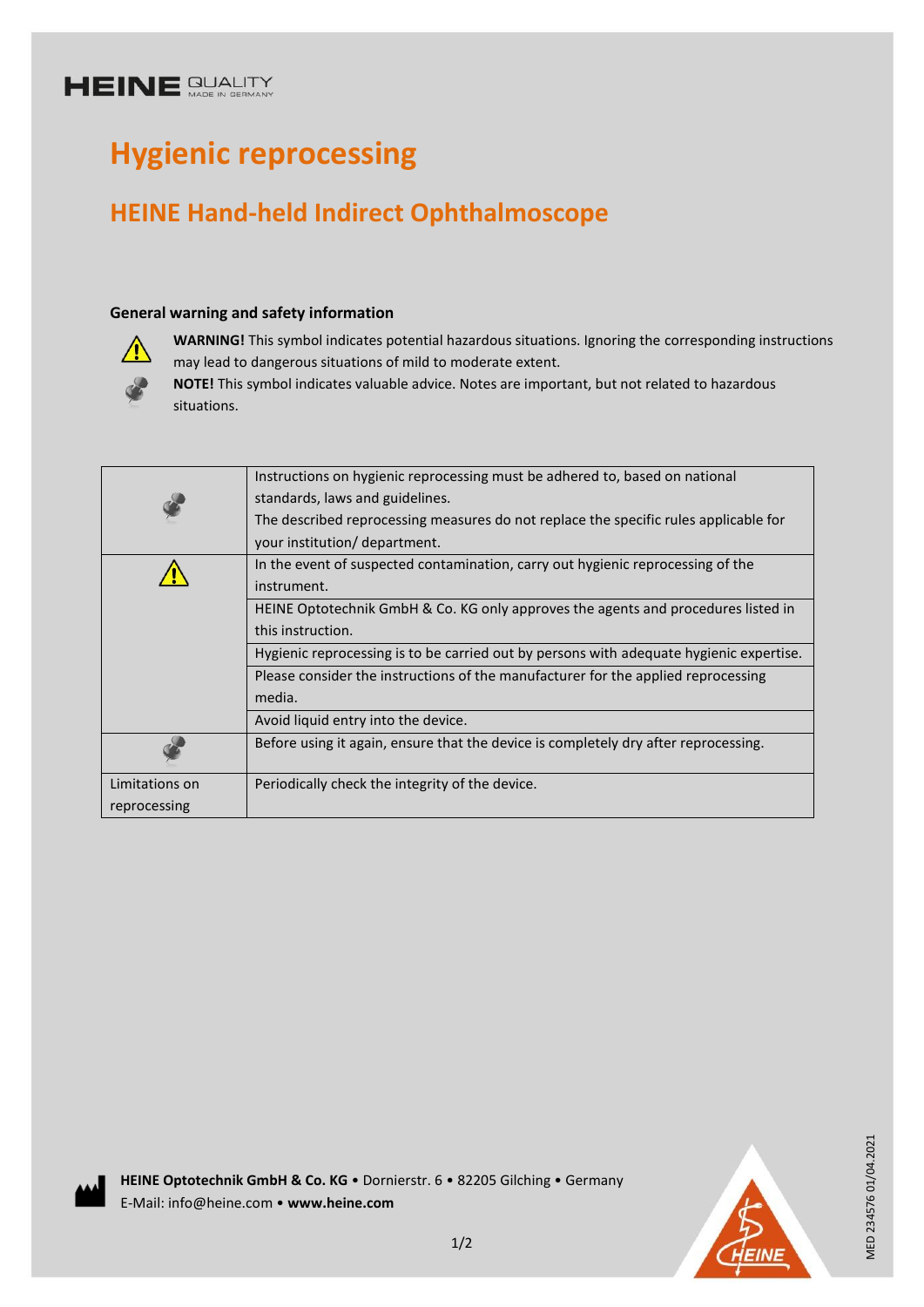HEINE QUALITY MADE IN GERMANY

# Hygienic reprocessing

## HEINE Hand-held Indirect Ophthalmoscope

### General warning and safety information

**WARNING!** This symbol indicates potential hazardous situations. Ignoring the corresponding instructions may lead to dangerous situations of mild to moderate extent.

**NOTE!** This symbol indicates valuable advice. Notes are important, but not related to hazardous situations.

| | |
|---|---|
| NOTE | Instructions on hygienic reprocessing must be adhered to, based on national standards, laws and guidelines. The described reprocessing measures do not replace the specific rules applicable for your institution/ department. |
| WARNING | In the event of suspected contamination, carry out hygienic reprocessing of the instrument. |
| | HEINE Optotechnik GmbH & Co. KG only approves the agents and procedures listed in this instruction. |
| | Hygienic reprocessing is to be carried out by persons with adequate hygienic expertise. |
| | Please consider the instructions of the manufacturer for the applied reprocessing media. |
| | Avoid liquid entry into the device. |
| NOTE | Before using it again, ensure that the device is completely dry after reprocessing. |
| Limitations on reprocessing | Periodically check the integrity of the device. |

**HEINE Optotechnik GmbH & Co. KG** • Dornierstr. 6 • 82205 Gilching • Germany
E-Mail: info@heine.com • **www.heine.com**

MED 234576 01/04.2021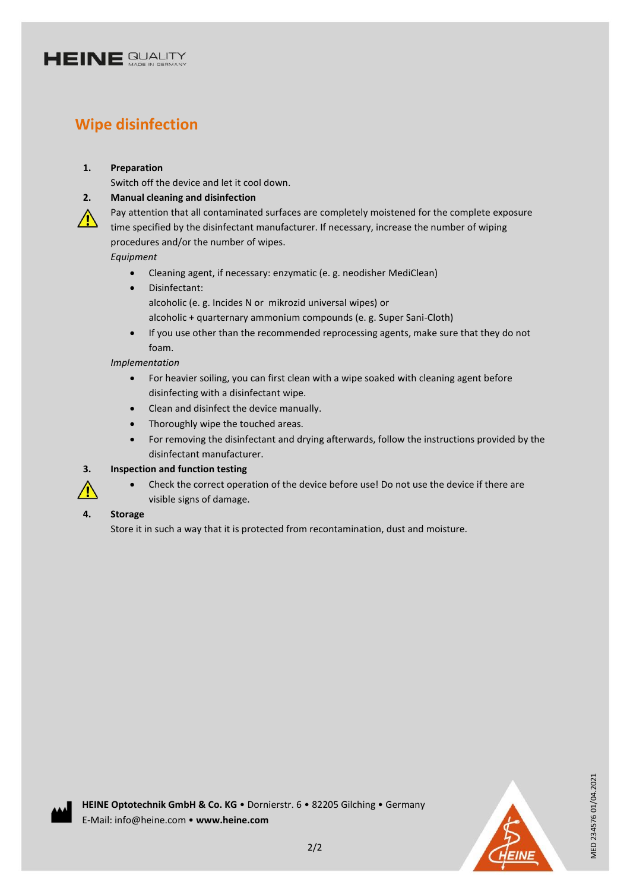# Wipe disinfection

1. **Preparation**

   Switch off the device and let it cool down.

2. **Manual cleaning and disinfection**

   Pay attention that all contaminated surfaces are completely moistened for the complete exposure time specified by the disinfectant manufacturer. If necessary, increase the number of wiping procedures and/or the number of wipes.

   *Equipment*

   - Cleaning agent, if necessary: enzymatic (e. g. neodisher MediClean)
   - Disinfectant:
     alcoholic (e. g. Incides N or mikrozid universal wipes) or
     alcoholic + quarternary ammonium compounds (e. g. Super Sani-Cloth)
   - If you use other than the recommended reprocessing agents, make sure that they do not foam.

   *Implementation*

   - For heavier soiling, you can first clean with a wipe soaked with cleaning agent before disinfecting with a disinfectant wipe.
   - Clean and disinfect the device manually.
   - Thoroughly wipe the touched areas.
   - For removing the disinfectant and drying afterwards, follow the instructions provided by the disinfectant manufacturer.

3. **Inspection and function testing**

   - Check the correct operation of the device before use! Do not use the device if there are visible signs of damage.

4. **Storage**

   Store it in such a way that it is protected from recontamination, dust and moisture.

**HEINE Optotechnik GmbH & Co. KG** • Dornierstr. 6 • 82205 Gilching • Germany
E-Mail: info@heine.com • **www.heine.com**

MED 234576 01/04.2021